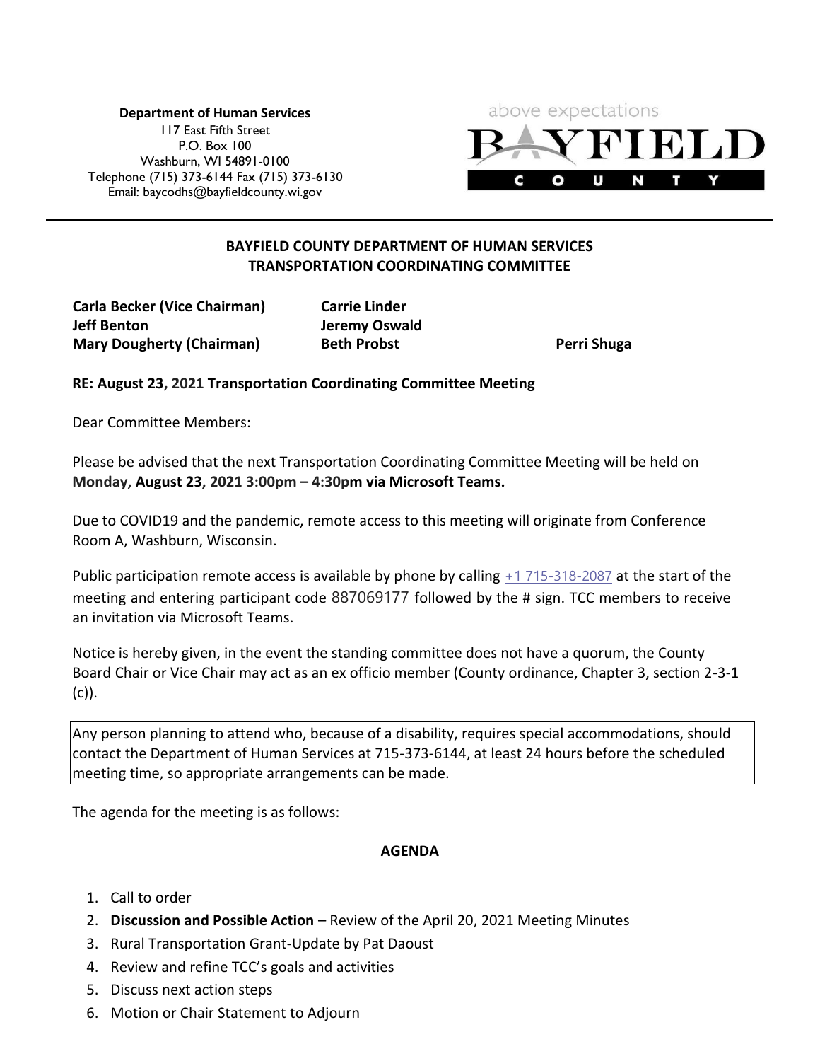**Department of Human Services**
117 East Fifth Street
P.O. Box 100
Washburn, WI 54891-0100
Telephone (715) 373-6144 Fax (715) 373-6130
Email: baycodhs@bayfieldcounty.wi.gov

above expectations
BAYFIELD
COUNTY

---

**BAYFIELD COUNTY DEPARTMENT OF HUMAN SERVICES**
**TRANSPORTATION COORDINATING COMMITTEE**

**Carla Becker (Vice Chairman)**
**Jeff Benton**
**Mary Dougherty (Chairman)**
**Carrie Linder**
**Jeremy Oswald**
**Beth Probst**
**Perri Shuga**

**RE: August 23, 2021 Transportation Coordinating Committee Meeting**

Dear Committee Members:

Please be advised that the next Transportation Coordinating Committee Meeting will be held on **Monday, August 23, 2021 3:00pm – 4:30pm via Microsoft Teams.**

Due to COVID19 and the pandemic, remote access to this meeting will originate from Conference Room A, Washburn, Wisconsin.

Public participation remote access is available by phone by calling +1 715-318-2087 at the start of the meeting and entering participant code 887069177 followed by the # sign. TCC members to receive an invitation via Microsoft Teams.

Notice is hereby given, in the event the standing committee does not have a quorum, the County Board Chair or Vice Chair may act as an ex officio member (County ordinance, Chapter 3, section 2-3-1 (c)).

Any person planning to attend who, because of a disability, requires special accommodations, should contact the Department of Human Services at 715-373-6144, at least 24 hours before the scheduled meeting time, so appropriate arrangements can be made.

The agenda for the meeting is as follows:

**AGENDA**

1. Call to order
2. **Discussion and Possible Action** – Review of the April 20, 2021 Meeting Minutes
3. Rural Transportation Grant-Update by Pat Daoust
4. Review and refine TCC's goals and activities
5. Discuss next action steps
6. Motion or Chair Statement to Adjourn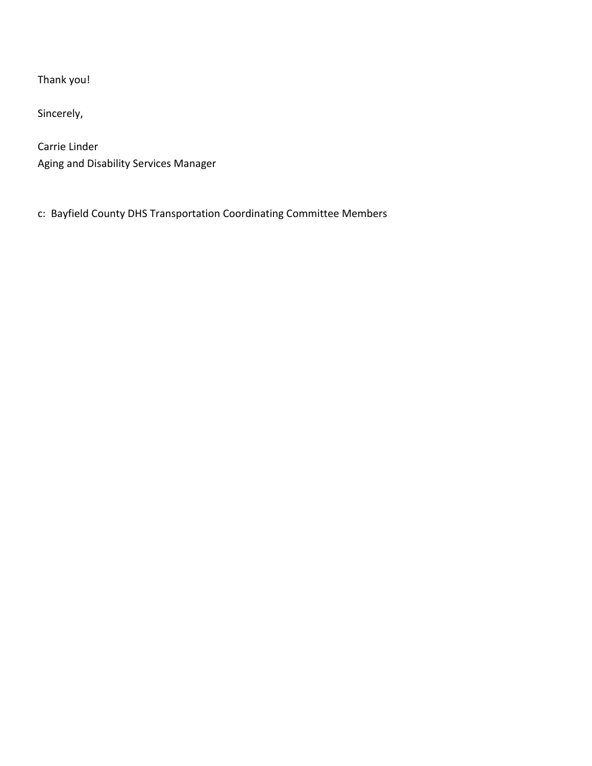Thank you!

Sincerely,

Carrie Linder
Aging and Disability Services Manager

c: Bayfield County DHS Transportation Coordinating Committee Members